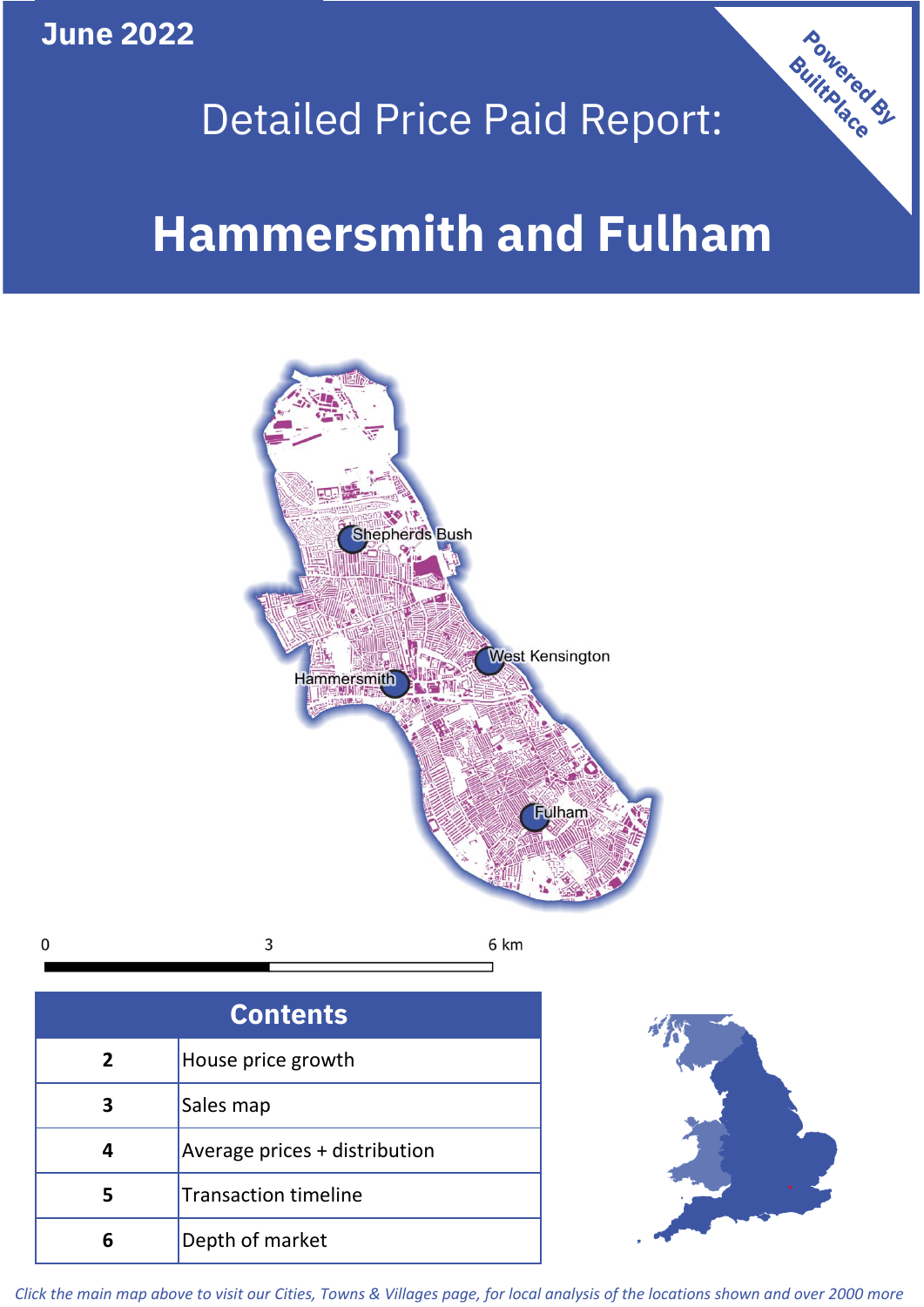June 2022

# Detailed Price Paid Report:

# Hammersmith and Fulham

Powered By BuiltPlace

Shepherds Bush

West Kensington

Hammersmith

Fulham

0 3 6 km

| Contents | |
|---|---|
| 2 | House price growth |
| 3 | Sales map |
| 4 | Average prices + distribution |
| 5 | Transaction timeline |
| 6 | Depth of market |

*Click the main map above to visit our Cities, Towns & Villages page, for local analysis of the locations shown and over 2000 more*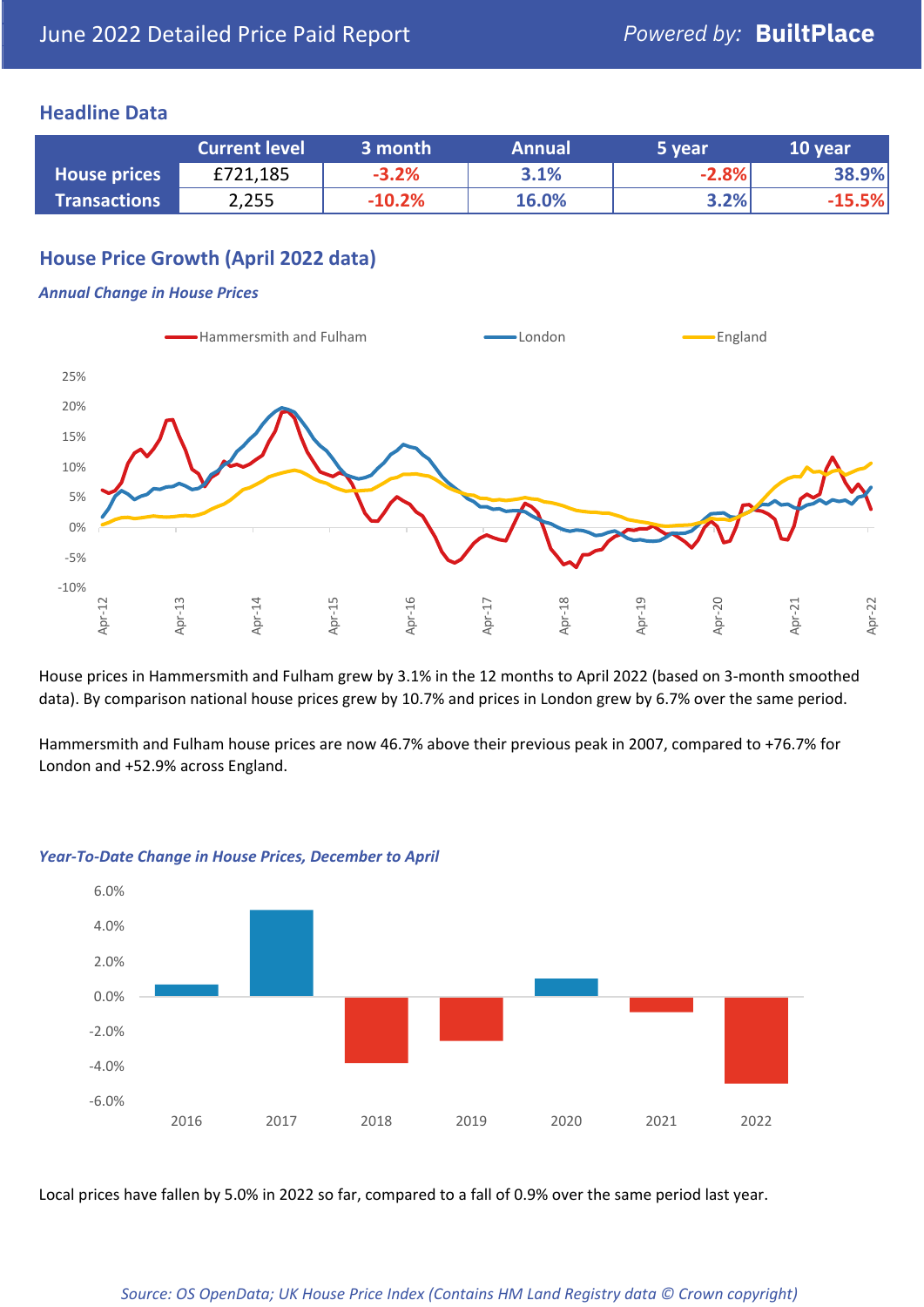# June 2022 Detailed Price Paid Report

*Powered by:* **BuiltPlace**

## Headline Data

| | Current level | 3 month | Annual | 5 year | 10 year |
|---|---|---|---|---|---|
| **House prices** | £721,185 | -3.2% | 3.1% | -2.8% | 38.9% |
| **Transactions** | 2,255 | -10.2% | 16.0% | 3.2% | -15.5% |

## House Price Growth (April 2022 data)

***Annual Change in House Prices***

House prices in Hammersmith and Fulham grew by 3.1% in the 12 months to April 2022 (based on 3-month smoothed data). By comparison national house prices grew by 10.7% and prices in London grew by 6.7% over the same period.

Hammersmith and Fulham house prices are now 46.7% above their previous peak in 2007, compared to +76.7% for London and +52.9% across England.

***Year-To-Date Change in House Prices, December to April***

Local prices have fallen by 5.0% in 2022 so far, compared to a fall of 0.9% over the same period last year.

*Source: OS OpenData; UK House Price Index (Contains HM Land Registry data © Crown copyright)*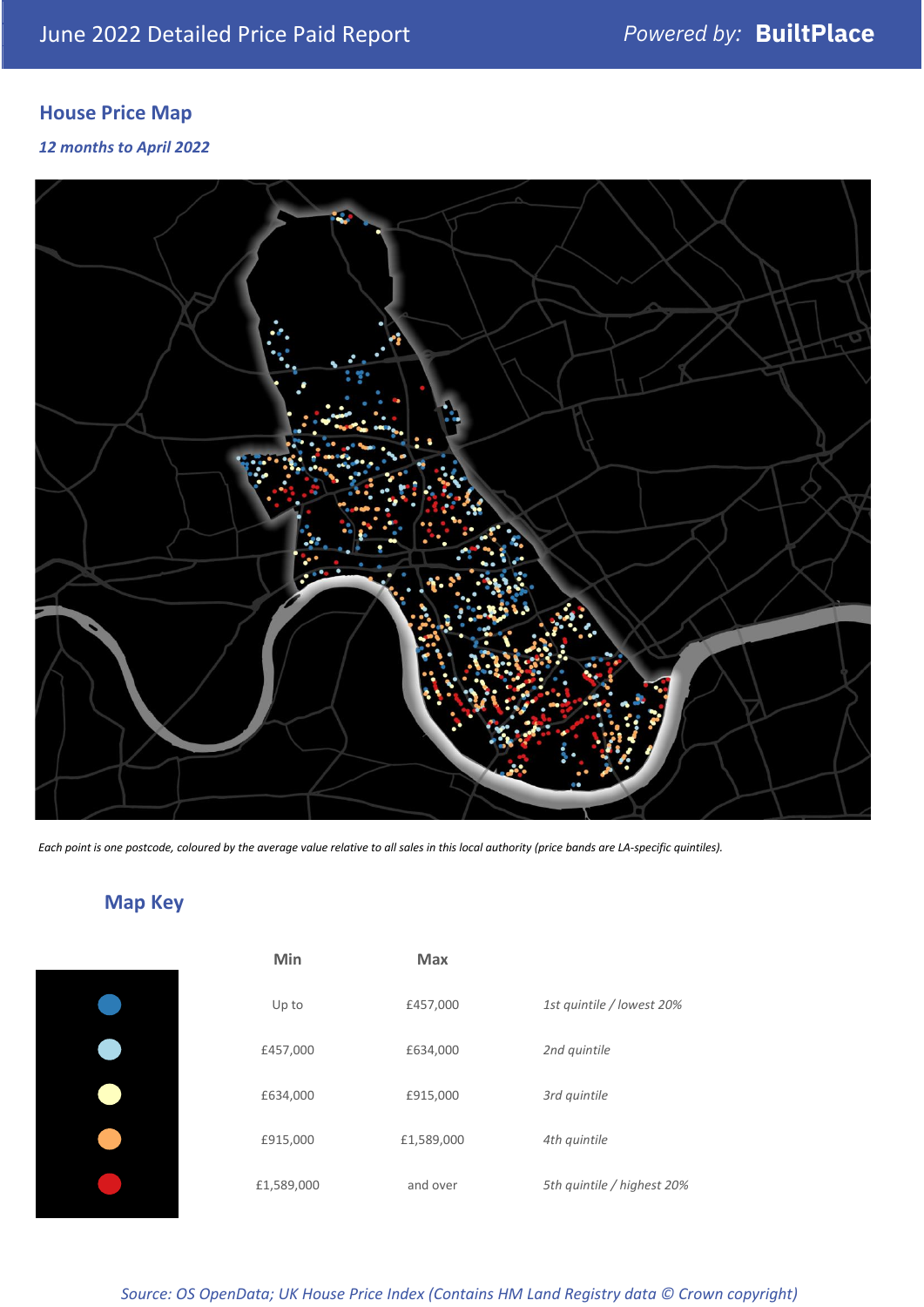## House Price Map

*12 months to April 2022*

*Each point is one postcode, coloured by the average value relative to all sales in this local authority (price bands are LA-specific quintiles).*

## Map Key

| | Min | Max | |
|---|---|---|---|
| | Up to | £457,000 | *1st quintile / lowest 20%* |
| | £457,000 | £634,000 | *2nd quintile* |
| | £634,000 | £915,000 | *3rd quintile* |
| | £915,000 | £1,589,000 | *4th quintile* |
| | £1,589,000 | and over | *5th quintile / highest 20%* |

*Source: OS OpenData; UK House Price Index (Contains HM Land Registry data © Crown copyright)*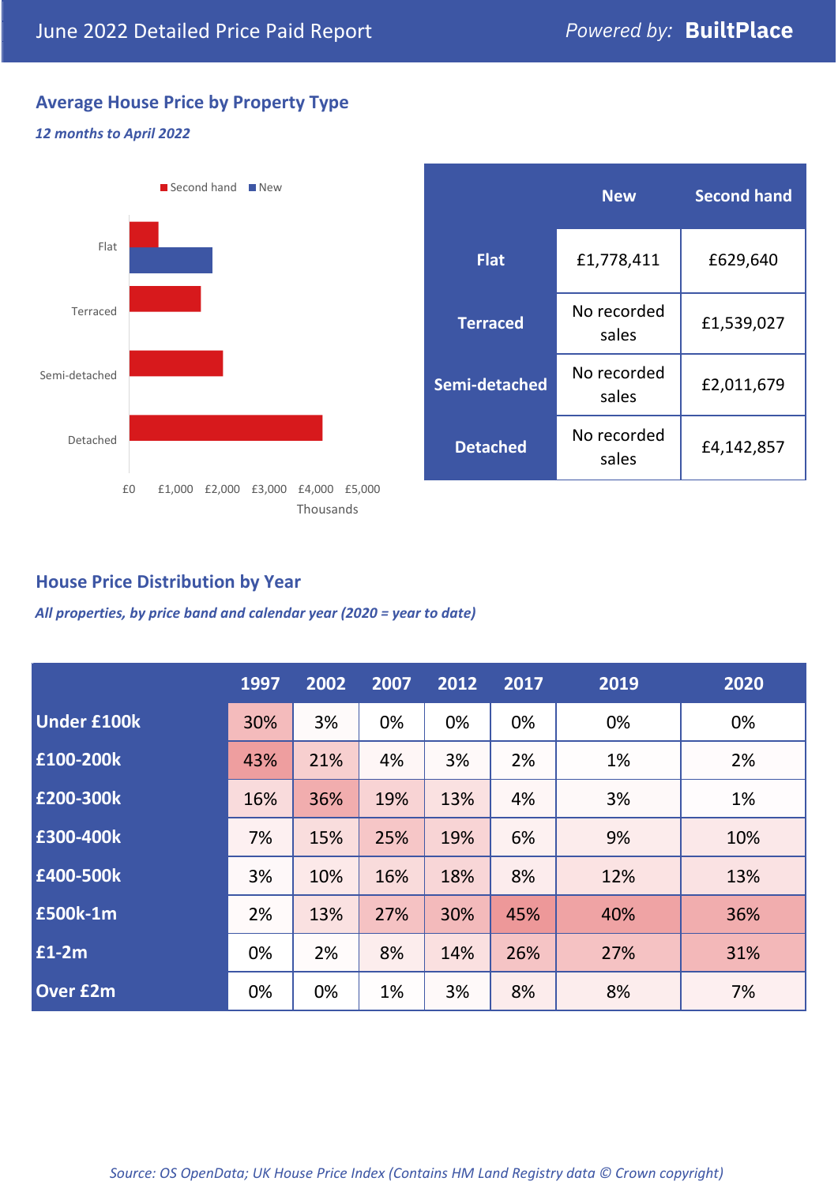June 2022 Detailed Price Paid Report

Powered by: **BuiltPlace**

## Average House Price by Property Type

*12 months to April 2022*

|  | New | Second hand |
|---|---|---|
| **Flat** | £1,778,411 | £629,640 |
| **Terraced** | No recorded sales | £1,539,027 |
| **Semi-detached** | No recorded sales | £2,011,679 |
| **Detached** | No recorded sales | £4,142,857 |

## House Price Distribution by Year

*All properties, by price band and calendar year (2020 = year to date)*

|  | 1997 | 2002 | 2007 | 2012 | 2017 | 2019 | 2020 |
|---|---|---|---|---|---|---|---|
| **Under £100k** | 30% | 3% | 0% | 0% | 0% | 0% | 0% |
| **£100-200k** | 43% | 21% | 4% | 3% | 2% | 1% | 2% |
| **£200-300k** | 16% | 36% | 19% | 13% | 4% | 3% | 1% |
| **£300-400k** | 7% | 15% | 25% | 19% | 6% | 9% | 10% |
| **£400-500k** | 3% | 10% | 16% | 18% | 8% | 12% | 13% |
| **£500k-1m** | 2% | 13% | 27% | 30% | 45% | 40% | 36% |
| **£1-2m** | 0% | 2% | 8% | 14% | 26% | 27% | 31% |
| **Over £2m** | 0% | 0% | 1% | 3% | 8% | 8% | 7% |

*Source: OS OpenData; UK House Price Index (Contains HM Land Registry data © Crown copyright)*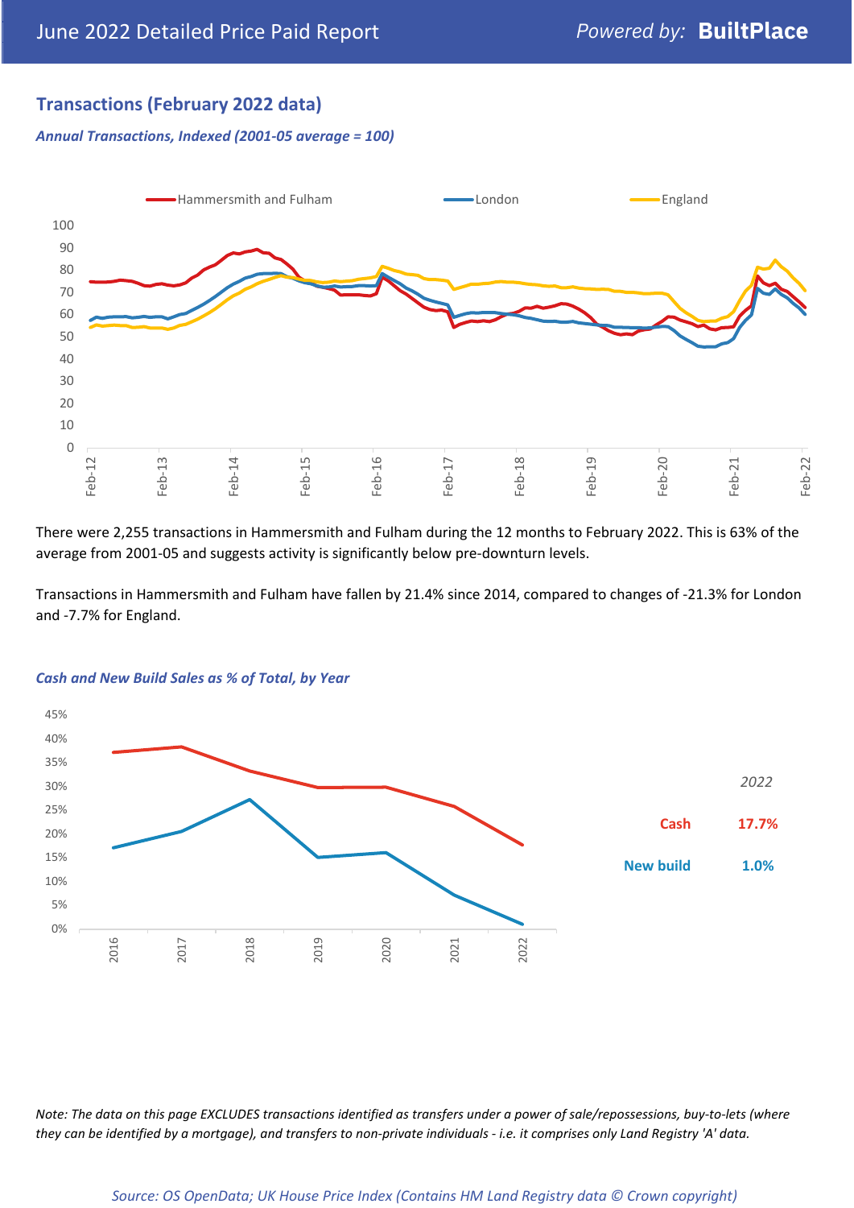## Transactions (February 2022 data)

***Annual Transactions, Indexed (2001-05 average = 100)***

There were 2,255 transactions in Hammersmith and Fulham during the 12 months to February 2022. This is 63% of the average from 2001-05 and suggests activity is significantly below pre-downturn levels.

Transactions in Hammersmith and Fulham have fallen by 21.4% since 2014, compared to changes of -21.3% for London and -7.7% for England.

***Cash and New Build Sales as % of Total, by Year***

| 2022 | |
|---|---|
| Cash | 17.7% |
| New build | 1.0% |

*Note: The data on this page EXCLUDES transactions identified as transfers under a power of sale/repossessions, buy-to-lets (where they can be identified by a mortgage), and transfers to non-private individuals - i.e. it comprises only Land Registry 'A' data.*

*Source: OS OpenData; UK House Price Index (Contains HM Land Registry data © Crown copyright)*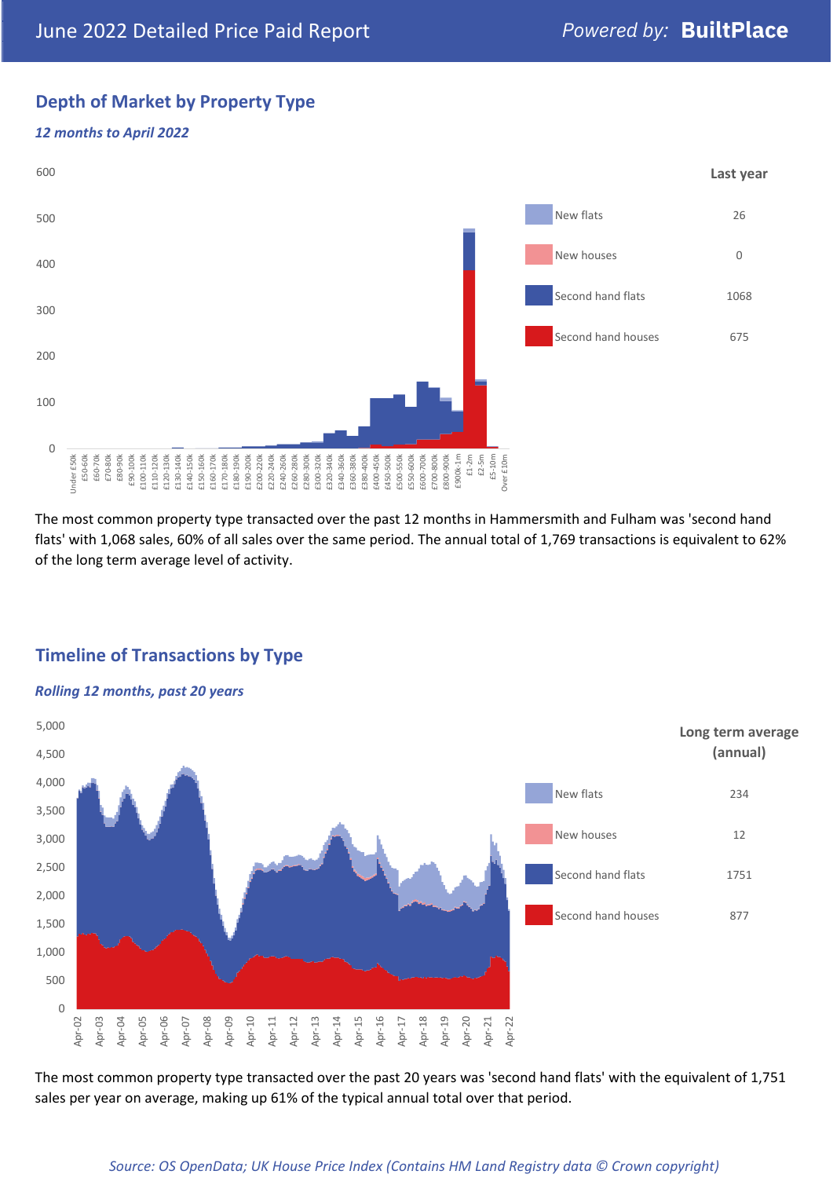June 2022 Detailed Price Paid Report

Powered by: **BuiltPlace**

## Depth of Market by Property Type

*12 months to April 2022*

600
500
400
300
200
100
0

Under £50k, £50-60k, £60-70k, £70-80k, £80-90k, £90-100k, £100-110k, £110-120k, £120-130k, £130-140k, £140-150k, £150-160k, £160-170k, £170-180k, £180-190k, £190-200k, £200-220k, £220-240k, £240-260k, £260-280k, £280-300k, £300-320k, £320-340k, £340-360k, £360-380k, £380-400k, £400-450k, £450-500k, £500-550k, £550-600k, £600-700k, £700-800k, £800-900k, £900k-1m, £1-2m, £2-5m, £5-10m, Over £10m

Last year

New flats 26

New houses 0

Second hand flats 1068

Second hand houses 675

The most common property type transacted over the past 12 months in Hammersmith and Fulham was 'second hand flats' with 1,068 sales, 60% of all sales over the same period. The annual total of 1,769 transactions is equivalent to 62% of the long term average level of activity.

## Timeline of Transactions by Type

*Rolling 12 months, past 20 years*

5,000
4,500
4,000
3,500
3,000
2,500
2,000
1,500
1,000
500
0

Apr-02, Apr-03, Apr-04, Apr-05, Apr-06, Apr-07, Apr-08, Apr-09, Apr-10, Apr-11, Apr-12, Apr-13, Apr-14, Apr-15, Apr-16, Apr-17, Apr-18, Apr-19, Apr-20, Apr-21, Apr-22

Long term average (annual)

New flats 234

New houses 12

Second hand flats 1751

Second hand houses 877

The most common property type transacted over the past 20 years was 'second hand flats' with the equivalent of 1,751 sales per year on average, making up 61% of the typical annual total over that period.

*Source: OS OpenData; UK House Price Index (Contains HM Land Registry data © Crown copyright)*